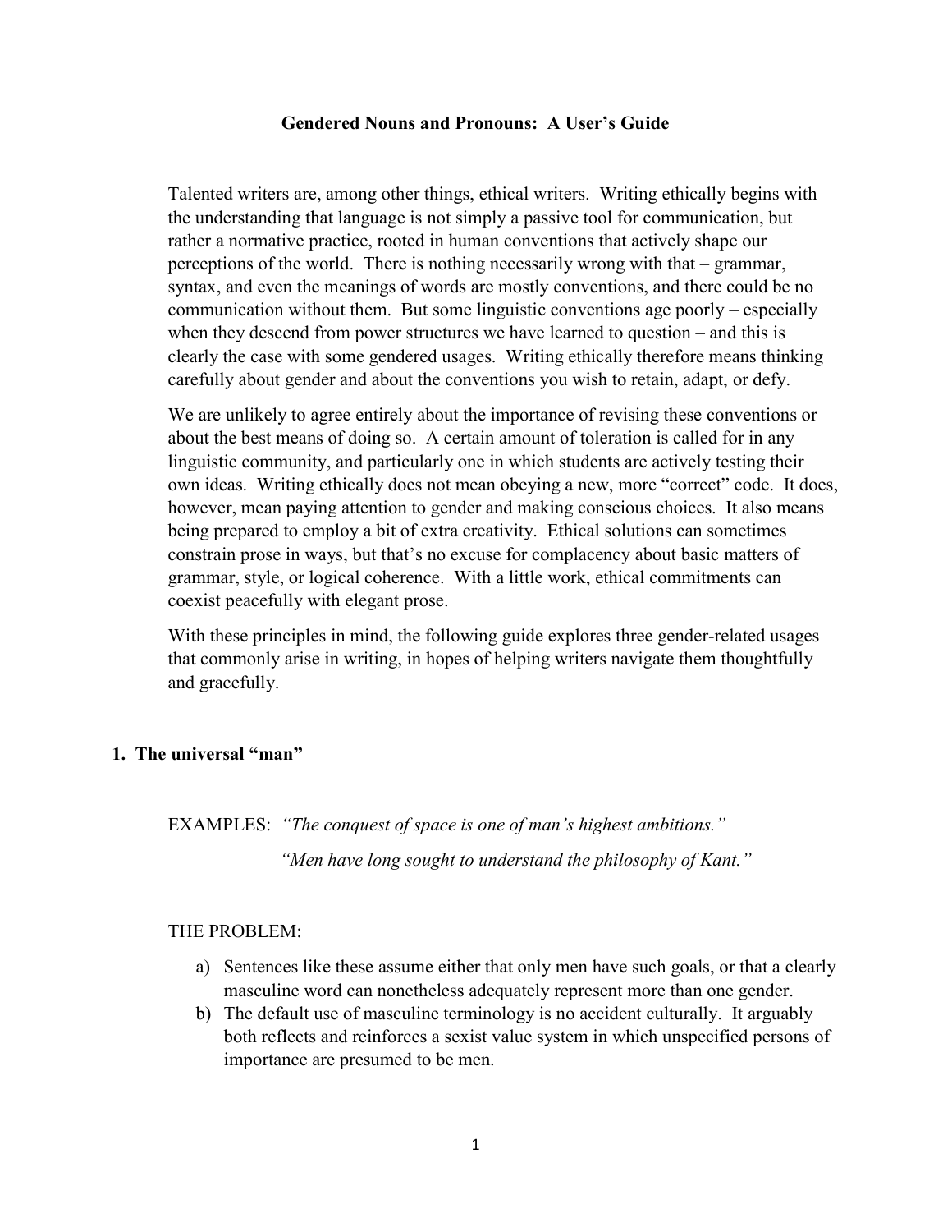# Gendered Nouns and Pronouns: A User's Guide

Talented writers are, among other things, ethical writers. Writing ethically begins with the understanding that language is not simply a passive tool for communication, but rather a normative practice, rooted in human conventions that actively shape our perceptions of the world. There is nothing necessarily wrong with that – grammar, syntax, and even the meanings of words are mostly conventions, and there could be no communication without them. But some linguistic conventions age poorly – especially when they descend from power structures we have learned to question – and this is clearly the case with some gendered usages. Writing ethically therefore means thinking carefully about gender and about the conventions you wish to retain, adapt, or defy.

We are unlikely to agree entirely about the importance of revising these conventions or about the best means of doing so. A certain amount of toleration is called for in any linguistic community, and particularly one in which students are actively testing their own ideas. Writing ethically does not mean obeying a new, more "correct" code. It does, however, mean paying attention to gender and making conscious choices. It also means being prepared to employ a bit of extra creativity. Ethical solutions can sometimes constrain prose in ways, but that's no excuse for complacency about basic matters of grammar, style, or logical coherence. With a little work, ethical commitments can coexist peacefully with elegant prose.

With these principles in mind, the following guide explores three gender-related usages that commonly arise in writing, in hopes of helping writers navigate them thoughtfully and gracefully.

## 1. The universal "man"

EXAMPLES: *"The conquest of space is one of man's highest ambitions."*

*"Men have long sought to understand the philosophy of Kant."*

THE PROBLEM:

a) Sentences like these assume either that only men have such goals, or that a clearly masculine word can nonetheless adequately represent more than one gender.
b) The default use of masculine terminology is no accident culturally. It arguably both reflects and reinforces a sexist value system in which unspecified persons of importance are presumed to be men.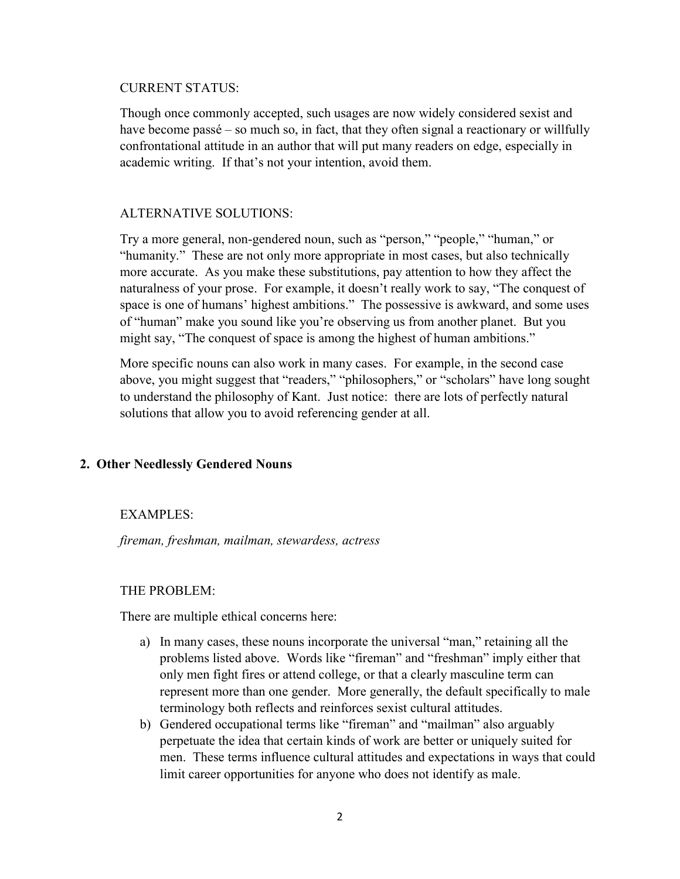CURRENT STATUS:

Though once commonly accepted, such usages are now widely considered sexist and have become passé – so much so, in fact, that they often signal a reactionary or willfully confrontational attitude in an author that will put many readers on edge, especially in academic writing. If that's not your intention, avoid them.

ALTERNATIVE SOLUTIONS:

Try a more general, non-gendered noun, such as "person," "people," "human," or "humanity." These are not only more appropriate in most cases, but also technically more accurate. As you make these substitutions, pay attention to how they affect the naturalness of your prose. For example, it doesn't really work to say, "The conquest of space is one of humans' highest ambitions." The possessive is awkward, and some uses of "human" make you sound like you're observing us from another planet. But you might say, "The conquest of space is among the highest of human ambitions."

More specific nouns can also work in many cases. For example, in the second case above, you might suggest that "readers," "philosophers," or "scholars" have long sought to understand the philosophy of Kant. Just notice: there are lots of perfectly natural solutions that allow you to avoid referencing gender at all.

## 2. Other Needlessly Gendered Nouns

EXAMPLES:

*fireman, freshman, mailman, stewardess, actress*

THE PROBLEM:

There are multiple ethical concerns here:

a) In many cases, these nouns incorporate the universal "man," retaining all the problems listed above. Words like "fireman" and "freshman" imply either that only men fight fires or attend college, or that a clearly masculine term can represent more than one gender. More generally, the default specifically to male terminology both reflects and reinforces sexist cultural attitudes.
b) Gendered occupational terms like "fireman" and "mailman" also arguably perpetuate the idea that certain kinds of work are better or uniquely suited for men. These terms influence cultural attitudes and expectations in ways that could limit career opportunities for anyone who does not identify as male.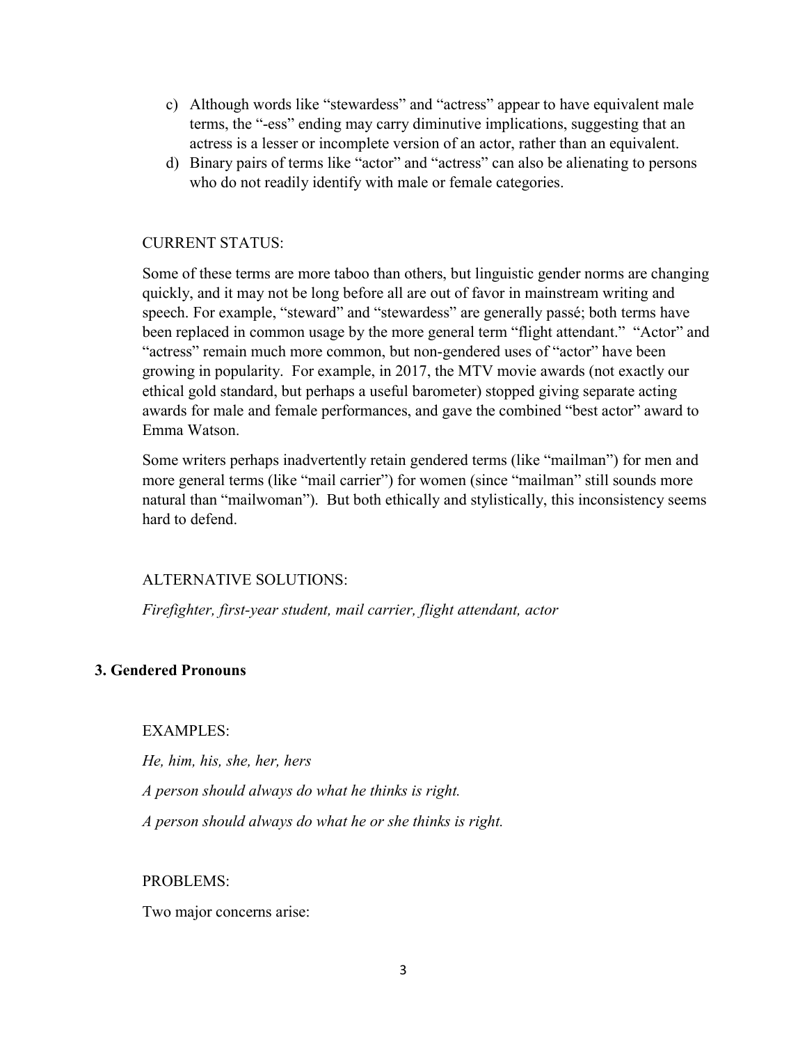c) Although words like "stewardess" and "actress" appear to have equivalent male terms, the "-ess" ending may carry diminutive implications, suggesting that an actress is a lesser or incomplete version of an actor, rather than an equivalent.

d) Binary pairs of terms like "actor" and "actress" can also be alienating to persons who do not readily identify with male or female categories.

CURRENT STATUS:

Some of these terms are more taboo than others, but linguistic gender norms are changing quickly, and it may not be long before all are out of favor in mainstream writing and speech. For example, "steward" and "stewardess" are generally passé; both terms have been replaced in common usage by the more general term "flight attendant." "Actor" and "actress" remain much more common, but non-gendered uses of "actor" have been growing in popularity. For example, in 2017, the MTV movie awards (not exactly our ethical gold standard, but perhaps a useful barometer) stopped giving separate acting awards for male and female performances, and gave the combined "best actor" award to Emma Watson.

Some writers perhaps inadvertently retain gendered terms (like "mailman") for men and more general terms (like "mail carrier") for women (since "mailman" still sounds more natural than "mailwoman"). But both ethically and stylistically, this inconsistency seems hard to defend.

ALTERNATIVE SOLUTIONS:

*Firefighter, first-year student, mail carrier, flight attendant, actor*

### 3. Gendered Pronouns

EXAMPLES:

*He, him, his, she, her, hers*

*A person should always do what he thinks is right.*

*A person should always do what he or she thinks is right.*

PROBLEMS:

Two major concerns arise: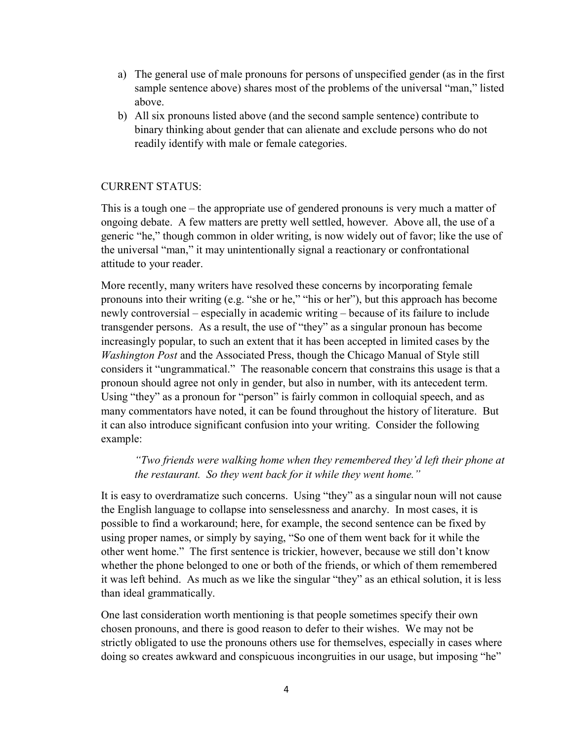a) The general use of male pronouns for persons of unspecified gender (as in the first sample sentence above) shares most of the problems of the universal "man," listed above.
b) All six pronouns listed above (and the second sample sentence) contribute to binary thinking about gender that can alienate and exclude persons who do not readily identify with male or female categories.

CURRENT STATUS:

This is a tough one – the appropriate use of gendered pronouns is very much a matter of ongoing debate. A few matters are pretty well settled, however. Above all, the use of a generic "he," though common in older writing, is now widely out of favor; like the use of the universal "man," it may unintentionally signal a reactionary or confrontational attitude to your reader.

More recently, many writers have resolved these concerns by incorporating female pronouns into their writing (e.g. "she or he," "his or her"), but this approach has become newly controversial – especially in academic writing – because of its failure to include transgender persons. As a result, the use of "they" as a singular pronoun has become increasingly popular, to such an extent that it has been accepted in limited cases by the *Washington Post* and the Associated Press, though the Chicago Manual of Style still considers it "ungrammatical." The reasonable concern that constrains this usage is that a pronoun should agree not only in gender, but also in number, with its antecedent term. Using "they" as a pronoun for "person" is fairly common in colloquial speech, and as many commentators have noted, it can be found throughout the history of literature. But it can also introduce significant confusion into your writing. Consider the following example:

> *"Two friends were walking home when they remembered they'd left their phone at the restaurant. So they went back for it while they went home."*

It is easy to overdramatize such concerns. Using "they" as a singular noun will not cause the English language to collapse into senselessness and anarchy. In most cases, it is possible to find a workaround; here, for example, the second sentence can be fixed by using proper names, or simply by saying, "So one of them went back for it while the other went home." The first sentence is trickier, however, because we still don't know whether the phone belonged to one or both of the friends, or which of them remembered it was left behind. As much as we like the singular "they" as an ethical solution, it is less than ideal grammatically.

One last consideration worth mentioning is that people sometimes specify their own chosen pronouns, and there is good reason to defer to their wishes. We may not be strictly obligated to use the pronouns others use for themselves, especially in cases where doing so creates awkward and conspicuous incongruities in our usage, but imposing "he"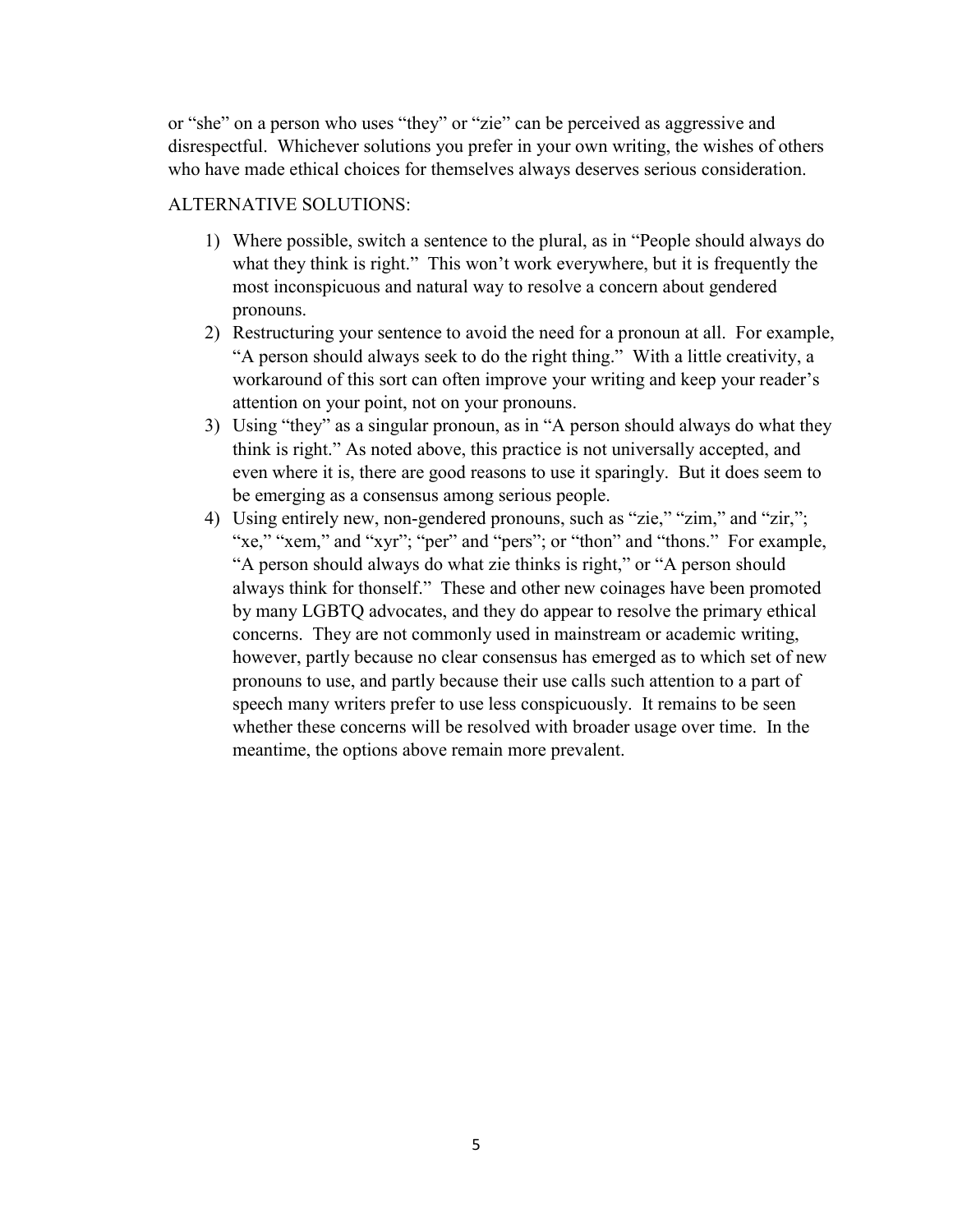or "she" on a person who uses "they" or "zie" can be perceived as aggressive and disrespectful. Whichever solutions you prefer in your own writing, the wishes of others who have made ethical choices for themselves always deserves serious consideration.

ALTERNATIVE SOLUTIONS:

1) Where possible, switch a sentence to the plural, as in "People should always do what they think is right." This won't work everywhere, but it is frequently the most inconspicuous and natural way to resolve a concern about gendered pronouns.
2) Restructuring your sentence to avoid the need for a pronoun at all. For example, "A person should always seek to do the right thing." With a little creativity, a workaround of this sort can often improve your writing and keep your reader's attention on your point, not on your pronouns.
3) Using "they" as a singular pronoun, as in "A person should always do what they think is right." As noted above, this practice is not universally accepted, and even where it is, there are good reasons to use it sparingly. But it does seem to be emerging as a consensus among serious people.
4) Using entirely new, non-gendered pronouns, such as "zie," "zim," and "zir,"; "xe," "xem," and "xyr"; "per" and "pers"; or "thon" and "thons." For example, "A person should always do what zie thinks is right," or "A person should always think for thonself." These and other new coinages have been promoted by many LGBTQ advocates, and they do appear to resolve the primary ethical concerns. They are not commonly used in mainstream or academic writing, however, partly because no clear consensus has emerged as to which set of new pronouns to use, and partly because their use calls such attention to a part of speech many writers prefer to use less conspicuously. It remains to be seen whether these concerns will be resolved with broader usage over time. In the meantime, the options above remain more prevalent.